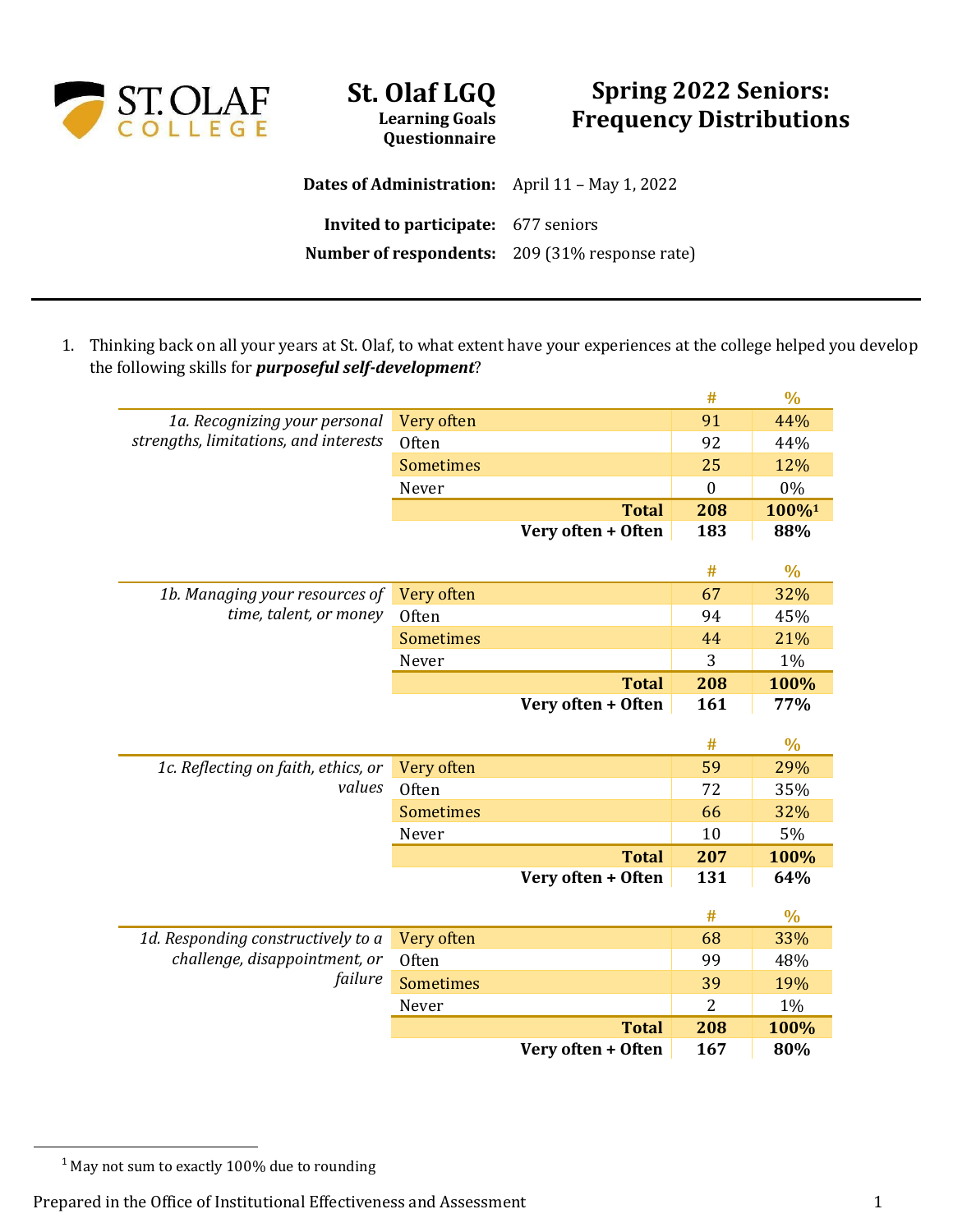# St. Olaf LGQ

**Learning Goals Questionnaire**

# Spring 2022 Seniors: Frequency Distributions

**Dates of Administration:** April 11 – May 1, 2022

**Invited to participate:** 677 seniors

**Number of respondents:** 209 (31% response rate)

---

1. Thinking back on all your years at St. Olaf, to what extent have your experiences at the college helped you develop the following skills for ***purposeful self-development***?

| | | # | % |
|---|---|---|---|
| *1a. Recognizing your personal strengths, limitations, and interests* | Very often | 91 | 44% |
| | Often | 92 | 44% |
| | Sometimes | 25 | 12% |
| | Never | 0 | 0% |
| | **Total** | **208** | **100%[1]** |
| | **Very often + Often** | **183** | **88%** |

| | | # | % |
|---|---|---|---|
| *1b. Managing your resources of time, talent, or money* | Very often | 67 | 32% |
| | Often | 94 | 45% |
| | Sometimes | 44 | 21% |
| | Never | 3 | 1% |
| | **Total** | **208** | **100%** |
| | **Very often + Often** | **161** | **77%** |

| | | # | % |
|---|---|---|---|
| *1c. Reflecting on faith, ethics, or values* | Very often | 59 | 29% |
| | Often | 72 | 35% |
| | Sometimes | 66 | 32% |
| | Never | 10 | 5% |
| | **Total** | **207** | **100%** |
| | **Very often + Often** | **131** | **64%** |

| | | # | % |
|---|---|---|---|
| *1d. Responding constructively to a challenge, disappointment, or failure* | Very often | 68 | 33% |
| | Often | 99 | 48% |
| | Sometimes | 39 | 19% |
| | Never | 2 | 1% |
| | **Total** | **208** | **100%** |
| | **Very often + Often** | **167** | **80%** |

[1] May not sum to exactly 100% due to rounding

Prepared in the Office of Institutional Effectiveness and Assessment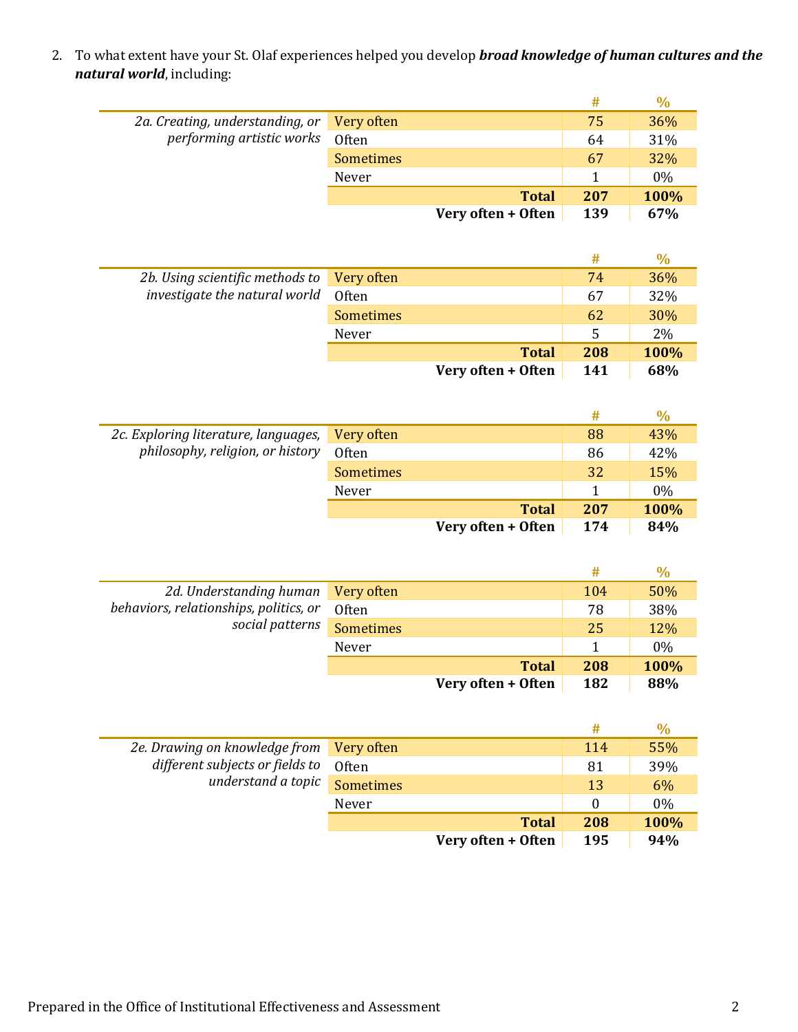2. To what extent have your St. Olaf experiences helped you develop ***broad knowledge of human cultures and the natural world***, including:

| | | # | % |
|---|---|---|---|
| *2a. Creating, understanding, or performing artistic works* | Very often | 75 | 36% |
| | Often | 64 | 31% |
| | Sometimes | 67 | 32% |
| | Never | 1 | 0% |
| | **Total** | **207** | **100%** |
| | **Very often + Often** | **139** | **67%** |

| | | # | % |
|---|---|---|---|
| *2b. Using scientific methods to investigate the natural world* | Very often | 74 | 36% |
| | Often | 67 | 32% |
| | Sometimes | 62 | 30% |
| | Never | 5 | 2% |
| | **Total** | **208** | **100%** |
| | **Very often + Often** | **141** | **68%** |

| | | # | % |
|---|---|---|---|
| *2c. Exploring literature, languages, philosophy, religion, or history* | Very often | 88 | 43% |
| | Often | 86 | 42% |
| | Sometimes | 32 | 15% |
| | Never | 1 | 0% |
| | **Total** | **207** | **100%** |
| | **Very often + Often** | **174** | **84%** |

| | | # | % |
|---|---|---|---|
| *2d. Understanding human behaviors, relationships, politics, or social patterns* | Very often | 104 | 50% |
| | Often | 78 | 38% |
| | Sometimes | 25 | 12% |
| | Never | 1 | 0% |
| | **Total** | **208** | **100%** |
| | **Very often + Often** | **182** | **88%** |

| | | # | % |
|---|---|---|---|
| *2e. Drawing on knowledge from different subjects or fields to understand a topic* | Very often | 114 | 55% |
| | Often | 81 | 39% |
| | Sometimes | 13 | 6% |
| | Never | 0 | 0% |
| | **Total** | **208** | **100%** |
| | **Very often + Often** | **195** | **94%** |

Prepared in the Office of Institutional Effectiveness and Assessment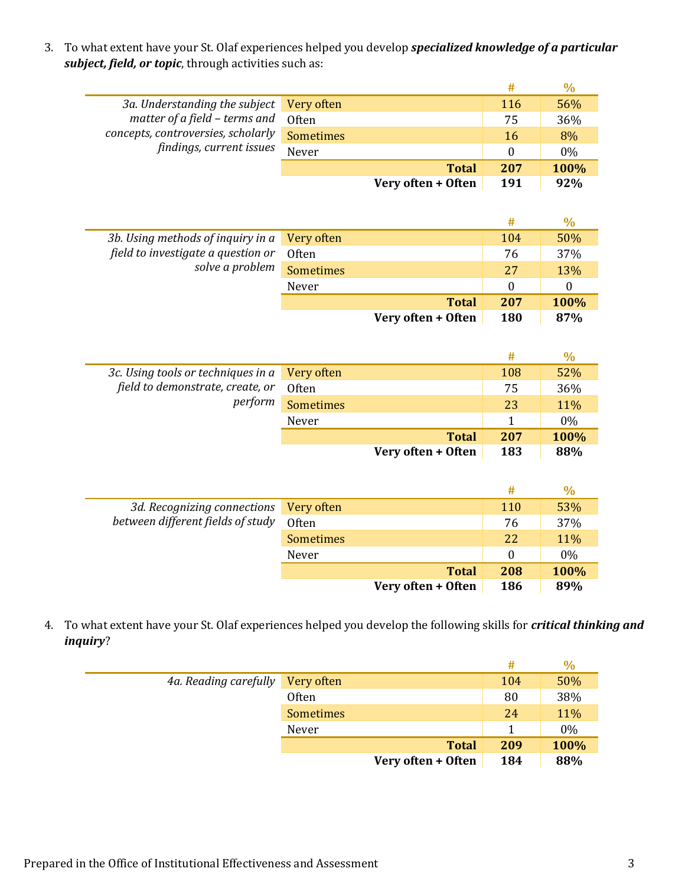3. To what extent have your St. Olaf experiences helped you develop ***specialized knowledge of a particular subject, field, or topic***, through activities such as:

| | | # | % |
|---|---|---|---|
| *3a. Understanding the subject matter of a field – terms and concepts, controversies, scholarly findings, current issues* | Very often | 116 | 56% |
| | Often | 75 | 36% |
| | Sometimes | 16 | 8% |
| | Never | 0 | 0% |
| | **Total** | **207** | **100%** |
| | **Very often + Often** | **191** | **92%** |

| | | # | % |
|---|---|---|---|
| *3b. Using methods of inquiry in a field to investigate a question or solve a problem* | Very often | 104 | 50% |
| | Often | 76 | 37% |
| | Sometimes | 27 | 13% |
| | Never | 0 | 0 |
| | **Total** | **207** | **100%** |
| | **Very often + Often** | **180** | **87%** |

| | | # | % |
|---|---|---|---|
| *3c. Using tools or techniques in a field to demonstrate, create, or perform* | Very often | 108 | 52% |
| | Often | 75 | 36% |
| | Sometimes | 23 | 11% |
| | Never | 1 | 0% |
| | **Total** | **207** | **100%** |
| | **Very often + Often** | **183** | **88%** |

| | | # | % |
|---|---|---|---|
| *3d. Recognizing connections between different fields of study* | Very often | 110 | 53% |
| | Often | 76 | 37% |
| | Sometimes | 22 | 11% |
| | Never | 0 | 0% |
| | **Total** | **208** | **100%** |
| | **Very often + Often** | **186** | **89%** |

4. To what extent have your St. Olaf experiences helped you develop the following skills for ***critical thinking and inquiry***?

| | | # | % |
|---|---|---|---|
| *4a. Reading carefully* | Very often | 104 | 50% |
| | Often | 80 | 38% |
| | Sometimes | 24 | 11% |
| | Never | 1 | 0% |
| | **Total** | **209** | **100%** |
| | **Very often + Often** | **184** | **88%** |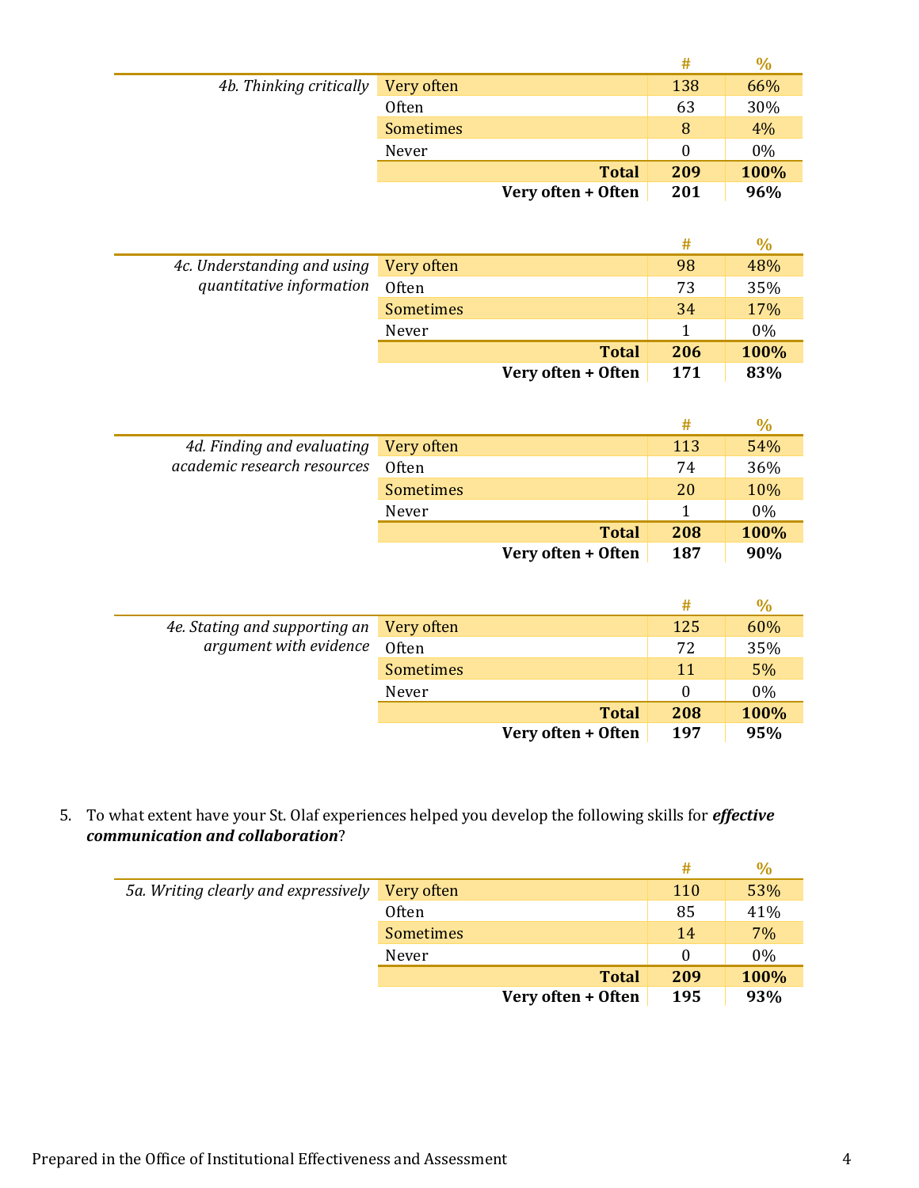| | | # | % |
|---|---|---|---|
| *4b. Thinking critically* | Very often | 138 | 66% |
| | Often | 63 | 30% |
| | Sometimes | 8 | 4% |
| | Never | 0 | 0% |
| | **Total** | **209** | **100%** |
| | **Very often + Often** | **201** | **96%** |

| | | # | % |
|---|---|---|---|
| *4c. Understanding and using quantitative information* | Very often | 98 | 48% |
| | Often | 73 | 35% |
| | Sometimes | 34 | 17% |
| | Never | 1 | 0% |
| | **Total** | **206** | **100%** |
| | **Very often + Often** | **171** | **83%** |

| | | # | % |
|---|---|---|---|
| *4d. Finding and evaluating academic research resources* | Very often | 113 | 54% |
| | Often | 74 | 36% |
| | Sometimes | 20 | 10% |
| | Never | 1 | 0% |
| | **Total** | **208** | **100%** |
| | **Very often + Often** | **187** | **90%** |

| | | # | % |
|---|---|---|---|
| *4e. Stating and supporting an argument with evidence* | Very often | 125 | 60% |
| | Often | 72 | 35% |
| | Sometimes | 11 | 5% |
| | Never | 0 | 0% |
| | **Total** | **208** | **100%** |
| | **Very often + Often** | **197** | **95%** |

5. To what extent have your St. Olaf experiences helped you develop the following skills for ***effective communication and collaboration***?

| | | # | % |
|---|---|---|---|
| *5a. Writing clearly and expressively* | Very often | 110 | 53% |
| | Often | 85 | 41% |
| | Sometimes | 14 | 7% |
| | Never | 0 | 0% |
| | **Total** | **209** | **100%** |
| | **Very often + Often** | **195** | **93%** |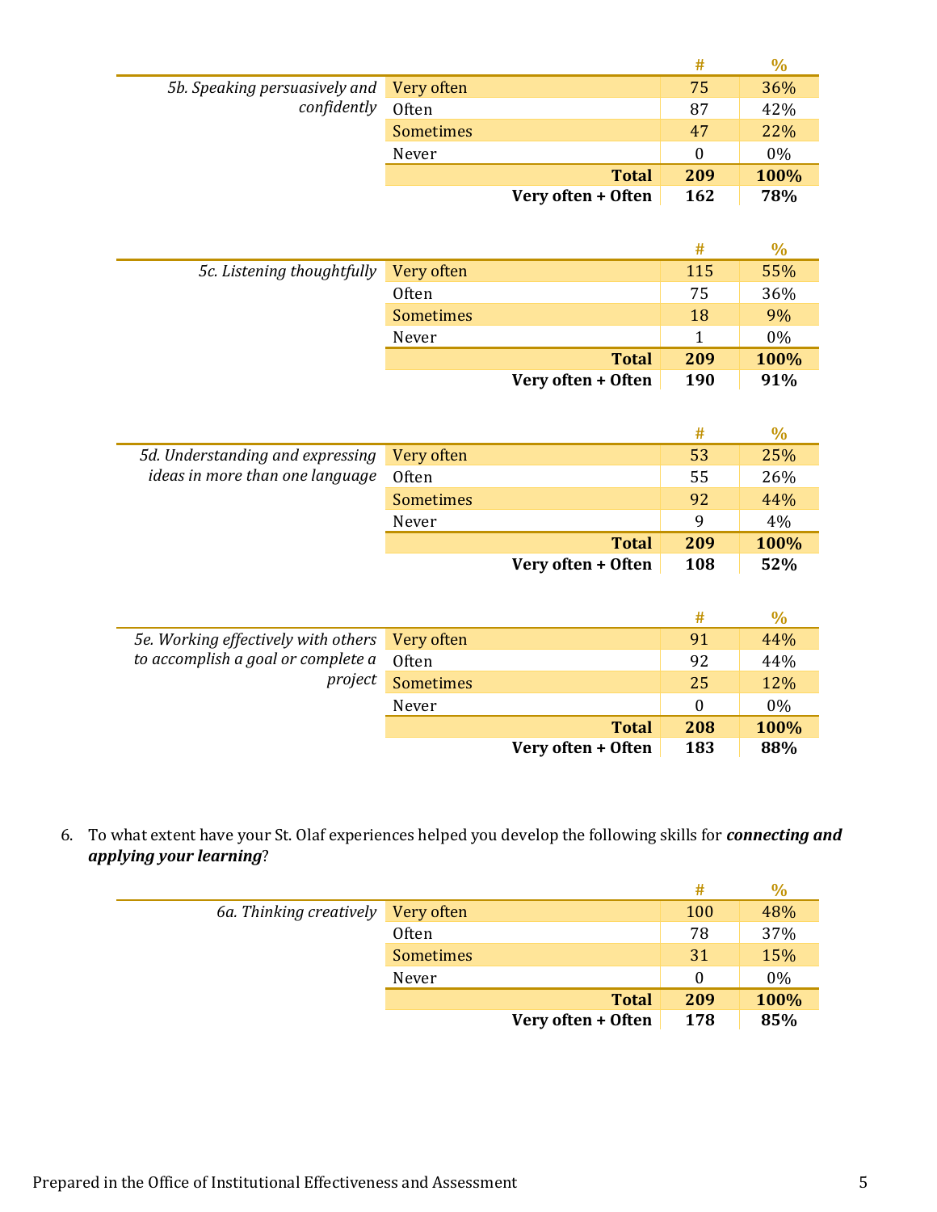| | | # | % |
|---|---|---|---|
| *5b. Speaking persuasively and confidently* | Very often | 75 | 36% |
| | Often | 87 | 42% |
| | Sometimes | 47 | 22% |
| | Never | 0 | 0% |
| | **Total** | **209** | **100%** |
| | **Very often + Often** | **162** | **78%** |

| | | # | % |
|---|---|---|---|
| *5c. Listening thoughtfully* | Very often | 115 | 55% |
| | Often | 75 | 36% |
| | Sometimes | 18 | 9% |
| | Never | 1 | 0% |
| | **Total** | **209** | **100%** |
| | **Very often + Often** | **190** | **91%** |

| | | # | % |
|---|---|---|---|
| *5d. Understanding and expressing ideas in more than one language* | Very often | 53 | 25% |
| | Often | 55 | 26% |
| | Sometimes | 92 | 44% |
| | Never | 9 | 4% |
| | **Total** | **209** | **100%** |
| | **Very often + Often** | **108** | **52%** |

| | | # | % |
|---|---|---|---|
| *5e. Working effectively with others to accomplish a goal or complete a project* | Very often | 91 | 44% |
| | Often | 92 | 44% |
| | Sometimes | 25 | 12% |
| | Never | 0 | 0% |
| | **Total** | **208** | **100%** |
| | **Very often + Often** | **183** | **88%** |

6. To what extent have your St. Olaf experiences helped you develop the following skills for ***connecting and applying your learning***?

| | | # | % |
|---|---|---|---|
| *6a. Thinking creatively* | Very often | 100 | 48% |
| | Often | 78 | 37% |
| | Sometimes | 31 | 15% |
| | Never | 0 | 0% |
| | **Total** | **209** | **100%** |
| | **Very often + Often** | **178** | **85%** |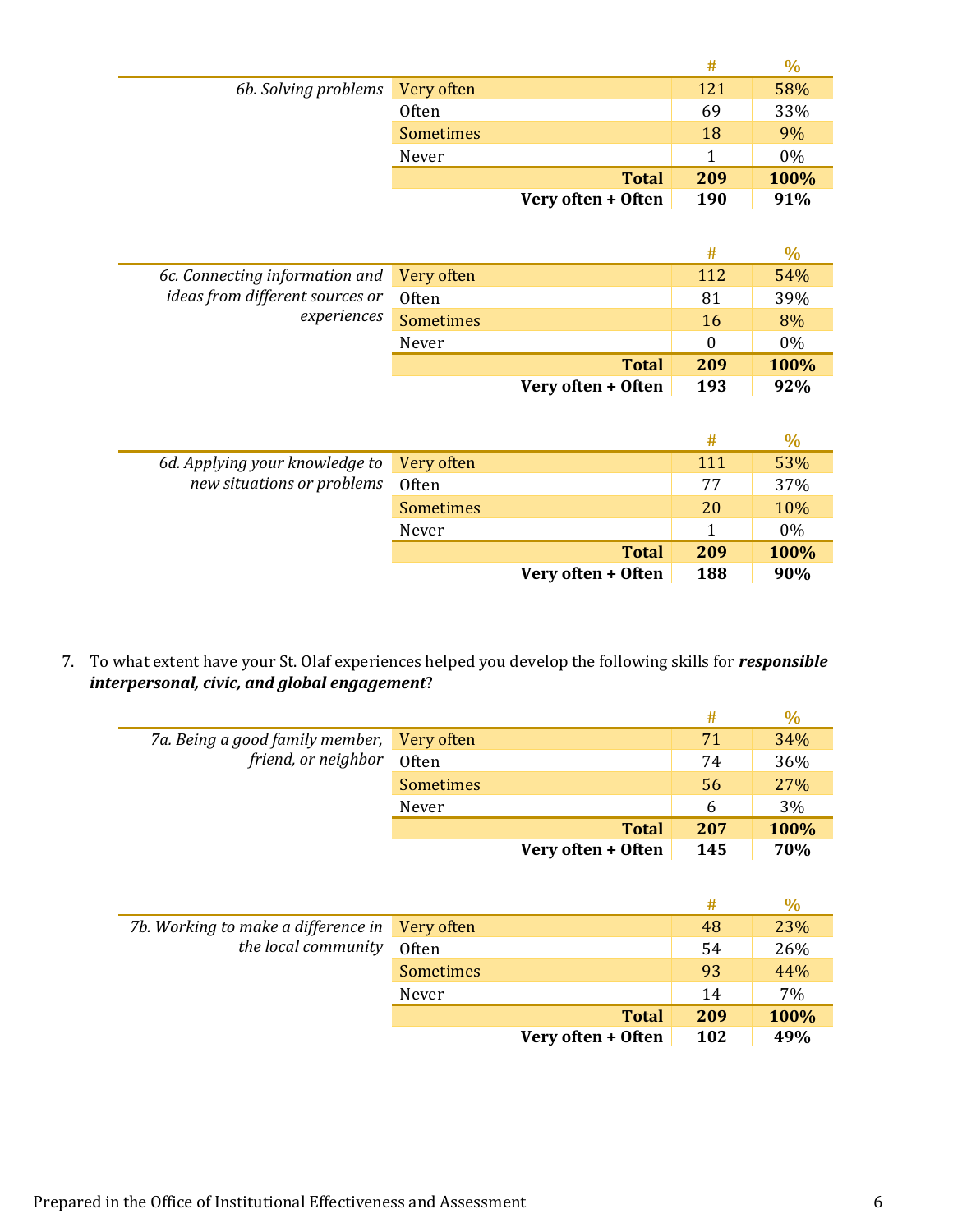| 6b. Solving problems | | # | % |
|---|---|---|---|
| | Very often | 121 | 58% |
| | Often | 69 | 33% |
| | Sometimes | 18 | 9% |
| | Never | 1 | 0% |
| | **Total** | **209** | **100%** |
| | **Very often + Often** | **190** | **91%** |

| 6c. Connecting information and ideas from different sources or experiences | | # | % |
|---|---|---|---|
| | Very often | 112 | 54% |
| | Often | 81 | 39% |
| | Sometimes | 16 | 8% |
| | Never | 0 | 0% |
| | **Total** | **209** | **100%** |
| | **Very often + Often** | **193** | **92%** |

| 6d. Applying your knowledge to new situations or problems | | # | % |
|---|---|---|---|
| | Very often | 111 | 53% |
| | Often | 77 | 37% |
| | Sometimes | 20 | 10% |
| | Never | 1 | 0% |
| | **Total** | **209** | **100%** |
| | **Very often + Often** | **188** | **90%** |

7. To what extent have your St. Olaf experiences helped you develop the following skills for ***responsible interpersonal, civic, and global engagement***?

| 7a. Being a good family member, friend, or neighbor | | # | % |
|---|---|---|---|
| | Very often | 71 | 34% |
| | Often | 74 | 36% |
| | Sometimes | 56 | 27% |
| | Never | 6 | 3% |
| | **Total** | **207** | **100%** |
| | **Very often + Often** | **145** | **70%** |

| 7b. Working to make a difference in the local community | | # | % |
|---|---|---|---|
| | Very often | 48 | 23% |
| | Often | 54 | 26% |
| | Sometimes | 93 | 44% |
| | Never | 14 | 7% |
| | **Total** | **209** | **100%** |
| | **Very often + Often** | **102** | **49%** |

Prepared in the Office of Institutional Effectiveness and Assessment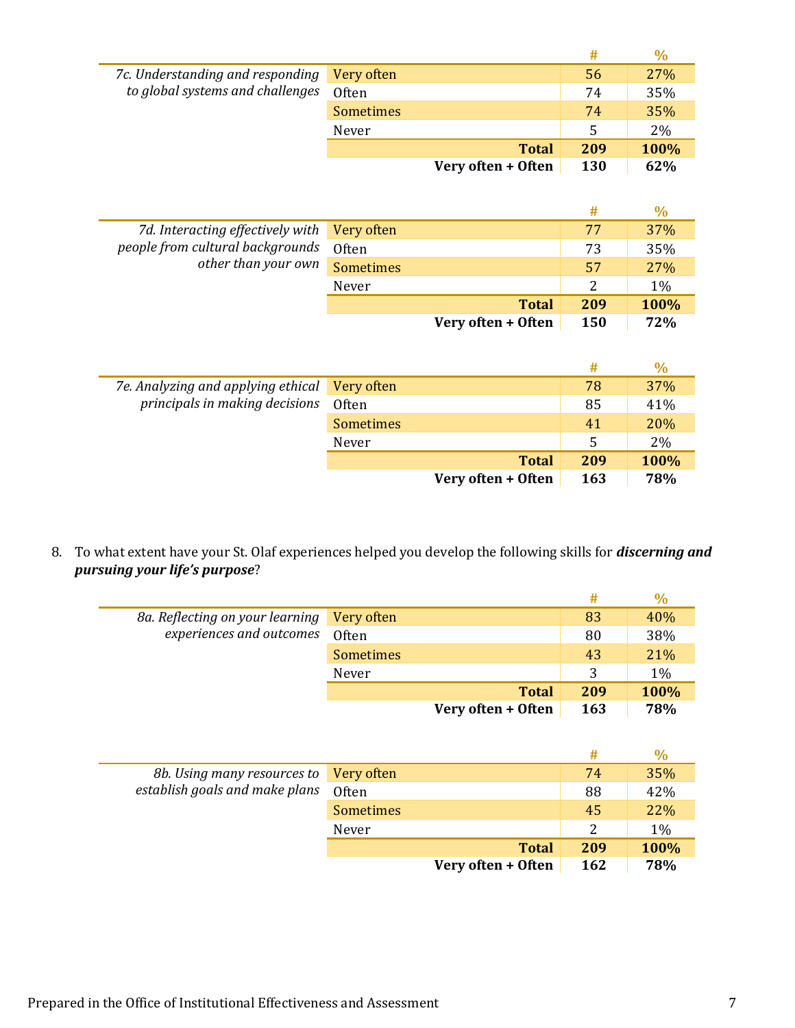| 7c. Understanding and responding to global systems and challenges | | # | % |
|---|---|---|---|
| | Very often | 56 | 27% |
| | Often | 74 | 35% |
| | Sometimes | 74 | 35% |
| | Never | 5 | 2% |
| | **Total** | **209** | **100%** |
| | **Very often + Often** | **130** | **62%** |

| 7d. Interacting effectively with people from cultural backgrounds other than your own | | # | % |
|---|---|---|---|
| | Very often | 77 | 37% |
| | Often | 73 | 35% |
| | Sometimes | 57 | 27% |
| | Never | 2 | 1% |
| | **Total** | **209** | **100%** |
| | **Very often + Often** | **150** | **72%** |

| 7e. Analyzing and applying ethical principals in making decisions | | # | % |
|---|---|---|---|
| | Very often | 78 | 37% |
| | Often | 85 | 41% |
| | Sometimes | 41 | 20% |
| | Never | 5 | 2% |
| | **Total** | **209** | **100%** |
| | **Very often + Often** | **163** | **78%** |

8. To what extent have your St. Olaf experiences helped you develop the following skills for ***discerning and pursuing your life's purpose***?

| 8a. Reflecting on your learning experiences and outcomes | | # | % |
|---|---|---|---|
| | Very often | 83 | 40% |
| | Often | 80 | 38% |
| | Sometimes | 43 | 21% |
| | Never | 3 | 1% |
| | **Total** | **209** | **100%** |
| | **Very often + Often** | **163** | **78%** |

| 8b. Using many resources to establish goals and make plans | | # | % |
|---|---|---|---|
| | Very often | 74 | 35% |
| | Often | 88 | 42% |
| | Sometimes | 45 | 22% |
| | Never | 2 | 1% |
| | **Total** | **209** | **100%** |
| | **Very often + Often** | **162** | **78%** |

Prepared in the Office of Institutional Effectiveness and Assessment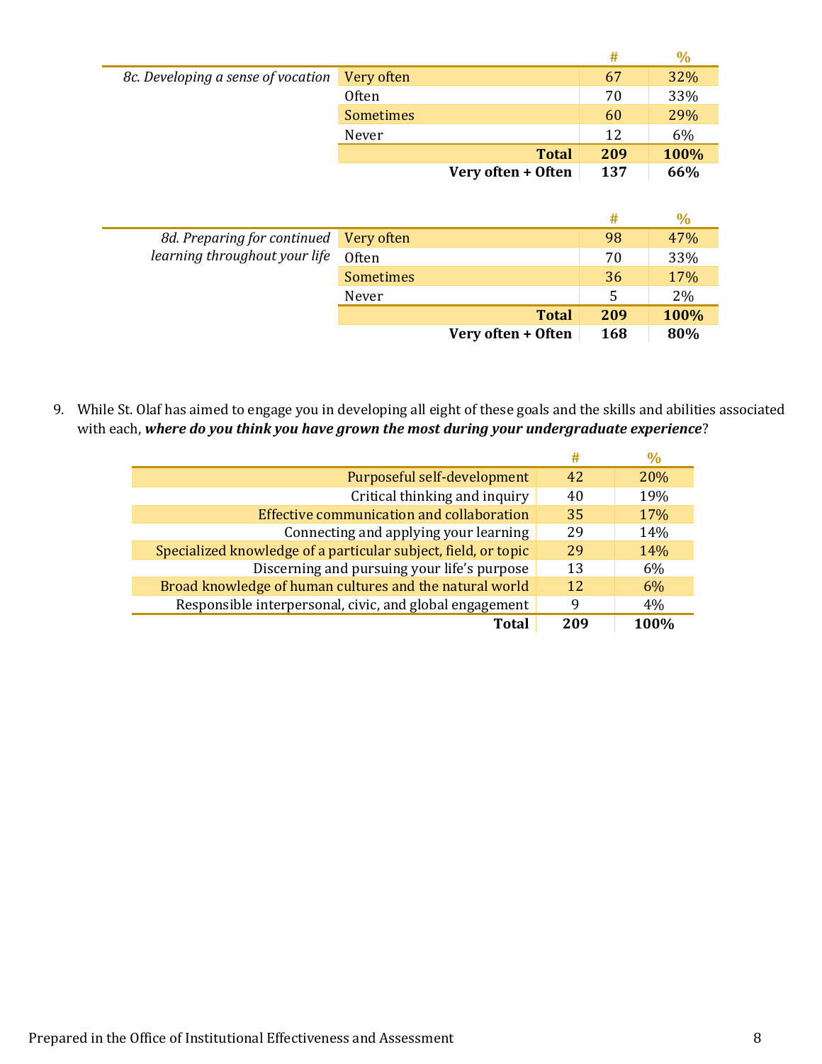| | | # | % |
|---|---|---|---|
| *8c. Developing a sense of vocation* | Very often | 67 | 32% |
| | Often | 70 | 33% |
| | Sometimes | 60 | 29% |
| | Never | 12 | 6% |
| | **Total** | **209** | **100%** |
| | **Very often + Often** | **137** | **66%** |

| | | # | % |
|---|---|---|---|
| *8d. Preparing for continued learning throughout your life* | Very often | 98 | 47% |
| | Often | 70 | 33% |
| | Sometimes | 36 | 17% |
| | Never | 5 | 2% |
| | **Total** | **209** | **100%** |
| | **Very often + Often** | **168** | **80%** |

9. While St. Olaf has aimed to engage you in developing all eight of these goals and the skills and abilities associated with each, ***where do you think you have grown the most during your undergraduate experience***?

| | # | % |
|---|---|---|
| Purposeful self-development | 42 | 20% |
| Critical thinking and inquiry | 40 | 19% |
| Effective communication and collaboration | 35 | 17% |
| Connecting and applying your learning | 29 | 14% |
| Specialized knowledge of a particular subject, field, or topic | 29 | 14% |
| Discerning and pursuing your life's purpose | 13 | 6% |
| Broad knowledge of human cultures and the natural world | 12 | 6% |
| Responsible interpersonal, civic, and global engagement | 9 | 4% |
| **Total** | **209** | **100%** |